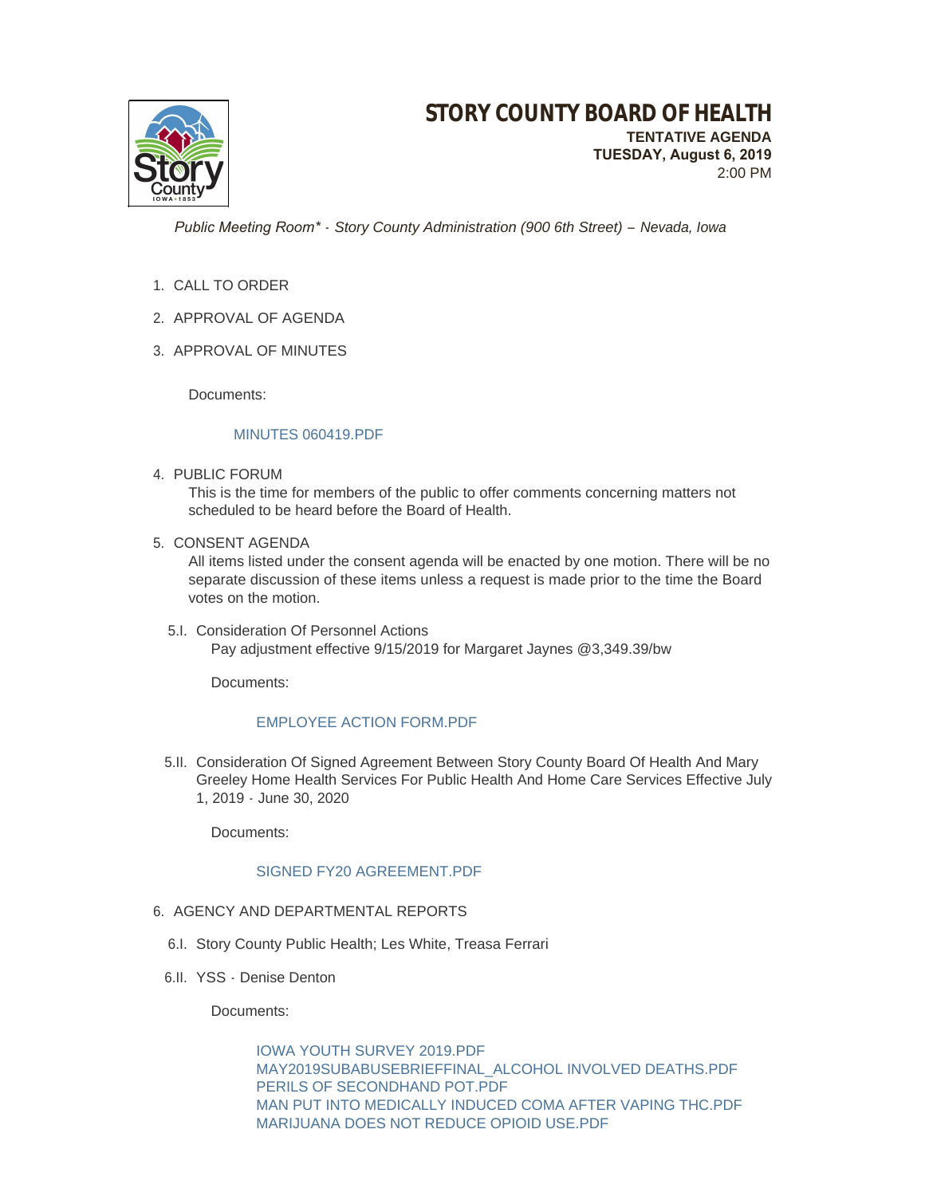# STORY COUNTY BOARD OF HEALTH

**TENTATIVE AGENDA**
**TUESDAY, August 6, 2019**
2:00 PM

*Public Meeting Room\* - Story County Administration (900 6th Street) – Nevada, Iowa*

1. CALL TO ORDER
2. APPROVAL OF AGENDA
3. APPROVAL OF MINUTES

   Documents:

   MINUTES 060419.PDF

4. PUBLIC FORUM
   This is the time for members of the public to offer comments concerning matters not scheduled to be heard before the Board of Health.

5. CONSENT AGENDA
   All items listed under the consent agenda will be enacted by one motion. There will be no separate discussion of these items unless a request is made prior to the time the Board votes on the motion.

   5.I. Consideration Of Personnel Actions
   Pay adjustment effective 9/15/2019 for Margaret Jaynes @3,349.39/bw

   Documents:

   EMPLOYEE ACTION FORM.PDF

   5.II. Consideration Of Signed Agreement Between Story County Board Of Health And Mary Greeley Home Health Services For Public Health And Home Care Services Effective July 1, 2019 - June 30, 2020

   Documents:

   SIGNED FY20 AGREEMENT.PDF

6. AGENCY AND DEPARTMENTAL REPORTS

   6.I. Story County Public Health; Les White, Treasa Ferrari

   6.II. YSS - Denise Denton

   Documents:

   IOWA YOUTH SURVEY 2019.PDF
   MAY2019SUBABUSEBRIEFFINAL_ALCOHOL INVOLVED DEATHS.PDF
   PERILS OF SECONDHAND POT.PDF
   MAN PUT INTO MEDICALLY INDUCED COMA AFTER VAPING THC.PDF
   MARIJUANA DOES NOT REDUCE OPIOID USE.PDF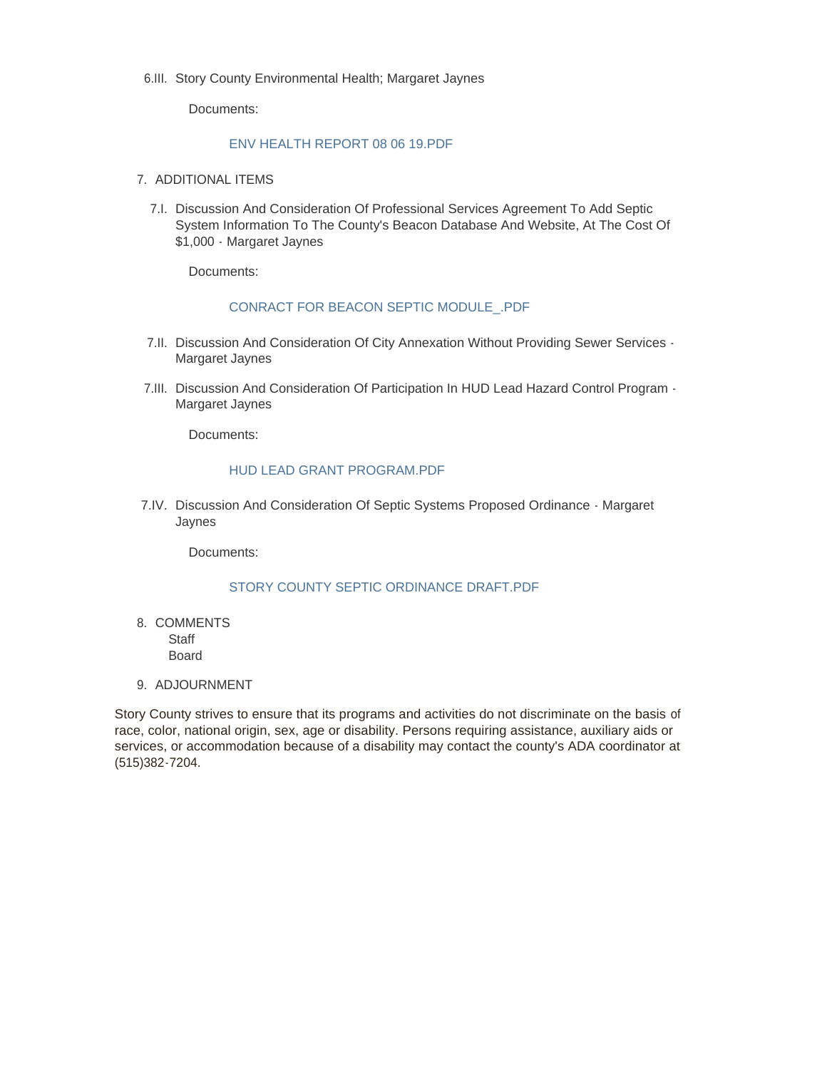6.III. Story County Environmental Health; Margaret Jaynes

Documents:

ENV HEALTH REPORT 08 06 19.PDF

7. ADDITIONAL ITEMS

7.I. Discussion And Consideration Of Professional Services Agreement To Add Septic System Information To The County's Beacon Database And Website, At The Cost Of $1,000 - Margaret Jaynes

Documents:

CONRACT FOR BEACON SEPTIC MODULE_.PDF

7.II. Discussion And Consideration Of City Annexation Without Providing Sewer Services - Margaret Jaynes

7.III. Discussion And Consideration Of Participation In HUD Lead Hazard Control Program - Margaret Jaynes

Documents:

HUD LEAD GRANT PROGRAM.PDF

7.IV. Discussion And Consideration Of Septic Systems Proposed Ordinance - Margaret Jaynes

Documents:

STORY COUNTY SEPTIC ORDINANCE DRAFT.PDF

8. COMMENTS
   Staff
   Board

9. ADJOURNMENT

Story County strives to ensure that its programs and activities do not discriminate on the basis of race, color, national origin, sex, age or disability. Persons requiring assistance, auxiliary aids or services, or accommodation because of a disability may contact the county's ADA coordinator at (515)382-7204.